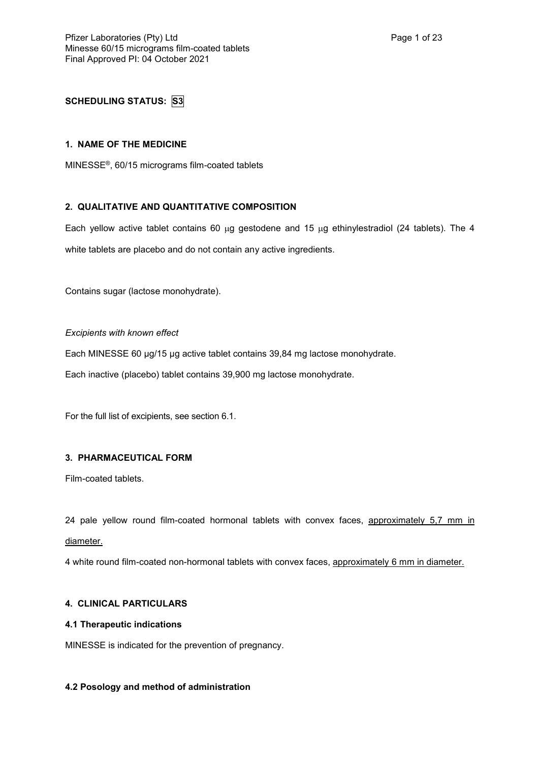**SCHEDULING STATUS: S3**

## 1. NAME OF THE MEDICINE

MINESSE®, 60/15 micrograms film-coated tablets

## 2. QUALITATIVE AND QUANTITATIVE COMPOSITION

Each yellow active tablet contains 60 μg gestodene and 15 μg ethinylestradiol (24 tablets). The 4 white tablets are placebo and do not contain any active ingredients.

Contains sugar (lactose monohydrate).

*Excipients with known effect*

Each MINESSE 60 μg/15 μg active tablet contains 39,84 mg lactose monohydrate.

Each inactive (placebo) tablet contains 39,900 mg lactose monohydrate.

For the full list of excipients, see section 6.1.

## 3. PHARMACEUTICAL FORM

Film-coated tablets.

24 pale yellow round film-coated hormonal tablets with convex faces, approximately 5,7 mm in diameter.

4 white round film-coated non-hormonal tablets with convex faces, approximately 6 mm in diameter.

## 4. CLINICAL PARTICULARS

### 4.1 Therapeutic indications

MINESSE is indicated for the prevention of pregnancy.

### 4.2 Posology and method of administration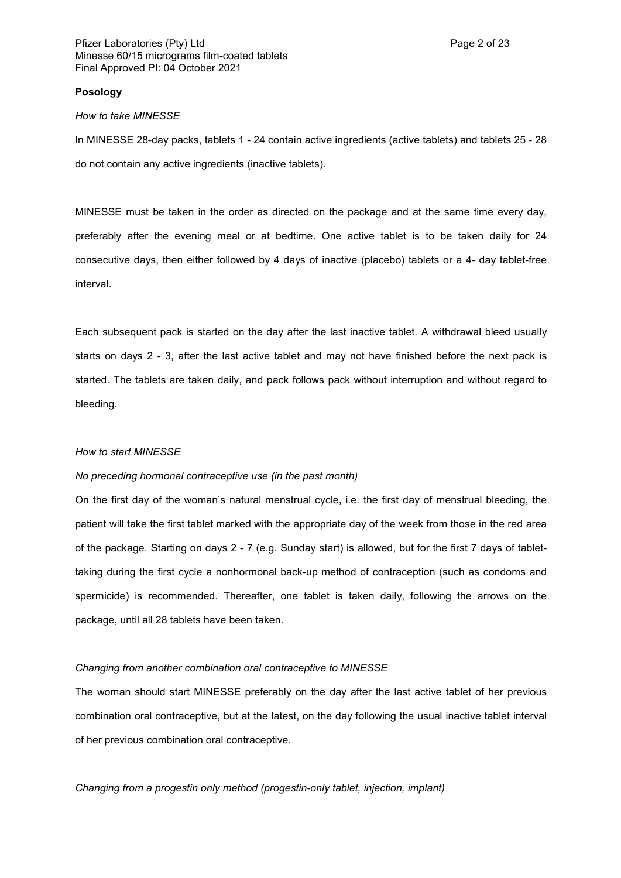**Posology**

*How to take MINESSE*

In MINESSE 28-day packs, tablets 1 - 24 contain active ingredients (active tablets) and tablets 25 - 28 do not contain any active ingredients (inactive tablets).

MINESSE must be taken in the order as directed on the package and at the same time every day, preferably after the evening meal or at bedtime. One active tablet is to be taken daily for 24 consecutive days, then either followed by 4 days of inactive (placebo) tablets or a 4- day tablet-free interval.

Each subsequent pack is started on the day after the last inactive tablet. A withdrawal bleed usually starts on days 2 - 3, after the last active tablet and may not have finished before the next pack is started. The tablets are taken daily, and pack follows pack without interruption and without regard to bleeding.

*How to start MINESSE*

*No preceding hormonal contraceptive use (in the past month)*

On the first day of the woman's natural menstrual cycle, i.e. the first day of menstrual bleeding, the patient will take the first tablet marked with the appropriate day of the week from those in the red area of the package. Starting on days 2 - 7 (e.g. Sunday start) is allowed, but for the first 7 days of tablet-taking during the first cycle a nonhormonal back-up method of contraception (such as condoms and spermicide) is recommended. Thereafter, one tablet is taken daily, following the arrows on the package, until all 28 tablets have been taken.

*Changing from another combination oral contraceptive to MINESSE*

The woman should start MINESSE preferably on the day after the last active tablet of her previous combination oral contraceptive, but at the latest, on the day following the usual inactive tablet interval of her previous combination oral contraceptive.

*Changing from a progestin only method (progestin-only tablet, injection, implant)*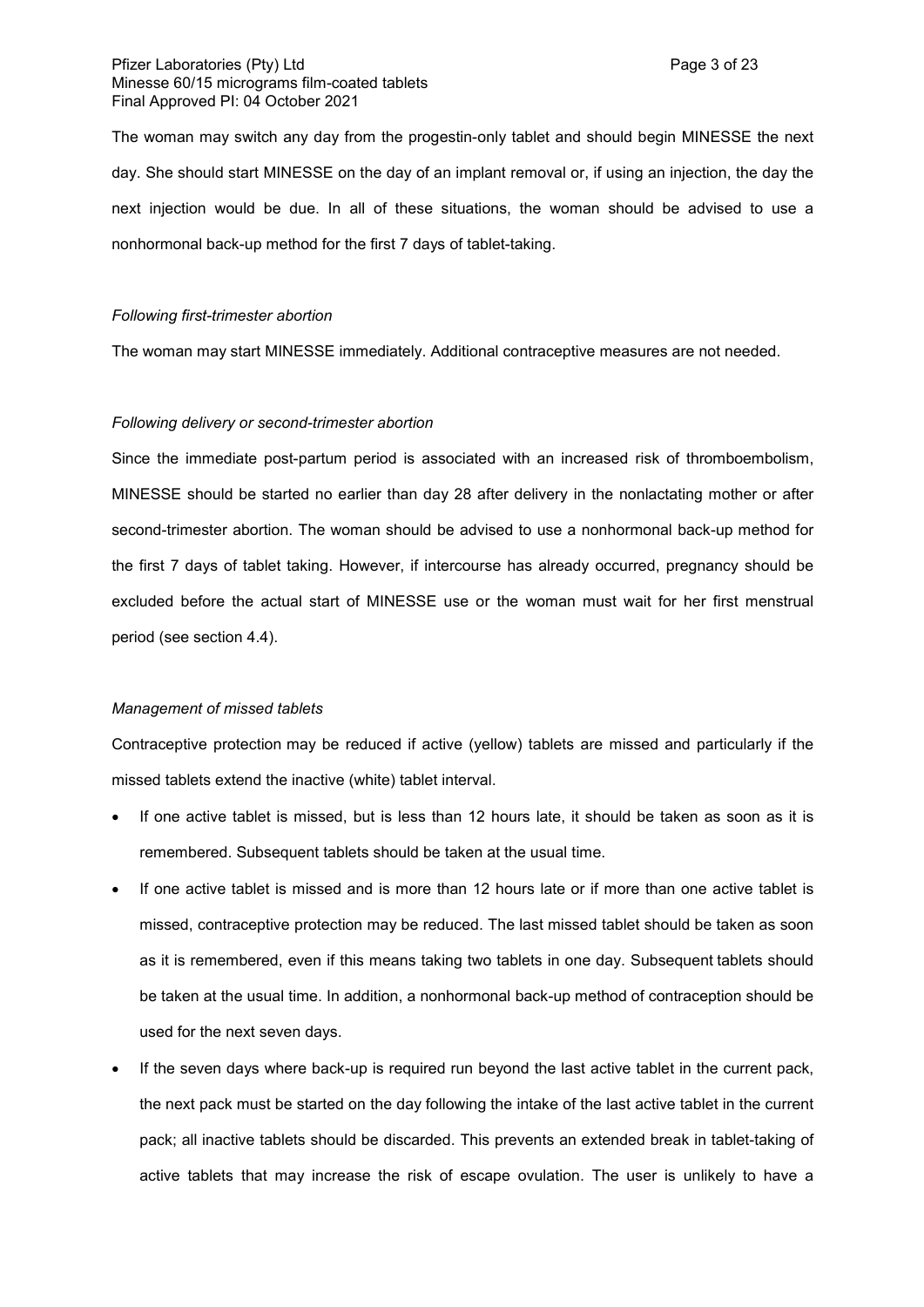The woman may switch any day from the progestin-only tablet and should begin MINESSE the next day. She should start MINESSE on the day of an implant removal or, if using an injection, the day the next injection would be due. In all of these situations, the woman should be advised to use a nonhormonal back-up method for the first 7 days of tablet-taking.

*Following first-trimester abortion*

The woman may start MINESSE immediately. Additional contraceptive measures are not needed.

*Following delivery or second-trimester abortion*

Since the immediate post-partum period is associated with an increased risk of thromboembolism, MINESSE should be started no earlier than day 28 after delivery in the nonlactating mother or after second-trimester abortion. The woman should be advised to use a nonhormonal back-up method for the first 7 days of tablet taking. However, if intercourse has already occurred, pregnancy should be excluded before the actual start of MINESSE use or the woman must wait for her first menstrual period (see section 4.4).

*Management of missed tablets*

Contraceptive protection may be reduced if active (yellow) tablets are missed and particularly if the missed tablets extend the inactive (white) tablet interval.

- If one active tablet is missed, but is less than 12 hours late, it should be taken as soon as it is remembered. Subsequent tablets should be taken at the usual time.
- If one active tablet is missed and is more than 12 hours late or if more than one active tablet is missed, contraceptive protection may be reduced. The last missed tablet should be taken as soon as it is remembered, even if this means taking two tablets in one day. Subsequent tablets should be taken at the usual time. In addition, a nonhormonal back-up method of contraception should be used for the next seven days.
- If the seven days where back-up is required run beyond the last active tablet in the current pack, the next pack must be started on the day following the intake of the last active tablet in the current pack; all inactive tablets should be discarded. This prevents an extended break in tablet-taking of active tablets that may increase the risk of escape ovulation. The user is unlikely to have a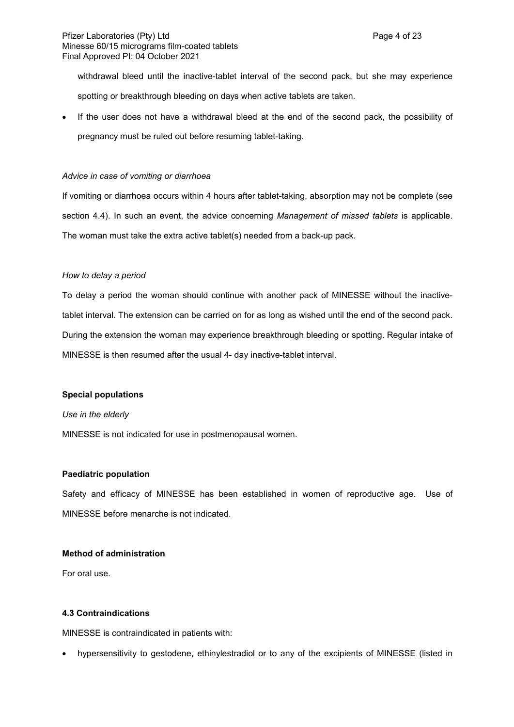withdrawal bleed until the inactive-tablet interval of the second pack, but she may experience spotting or breakthrough bleeding on days when active tablets are taken.

- If the user does not have a withdrawal bleed at the end of the second pack, the possibility of pregnancy must be ruled out before resuming tablet-taking.

*Advice in case of vomiting or diarrhoea*

If vomiting or diarrhoea occurs within 4 hours after tablet-taking, absorption may not be complete (see section 4.4). In such an event, the advice concerning *Management of missed tablets* is applicable. The woman must take the extra active tablet(s) needed from a back-up pack.

*How to delay a period*

To delay a period the woman should continue with another pack of MINESSE without the inactive-tablet interval. The extension can be carried on for as long as wished until the end of the second pack. During the extension the woman may experience breakthrough bleeding or spotting. Regular intake of MINESSE is then resumed after the usual 4- day inactive-tablet interval.

**Special populations**

*Use in the elderly*

MINESSE is not indicated for use in postmenopausal women.

**Paediatric population**

Safety and efficacy of MINESSE has been established in women of reproductive age. Use of MINESSE before menarche is not indicated.

**Method of administration**

For oral use.

**4.3 Contraindications**

MINESSE is contraindicated in patients with:

- hypersensitivity to gestodene, ethinylestradiol or to any of the excipients of MINESSE (listed in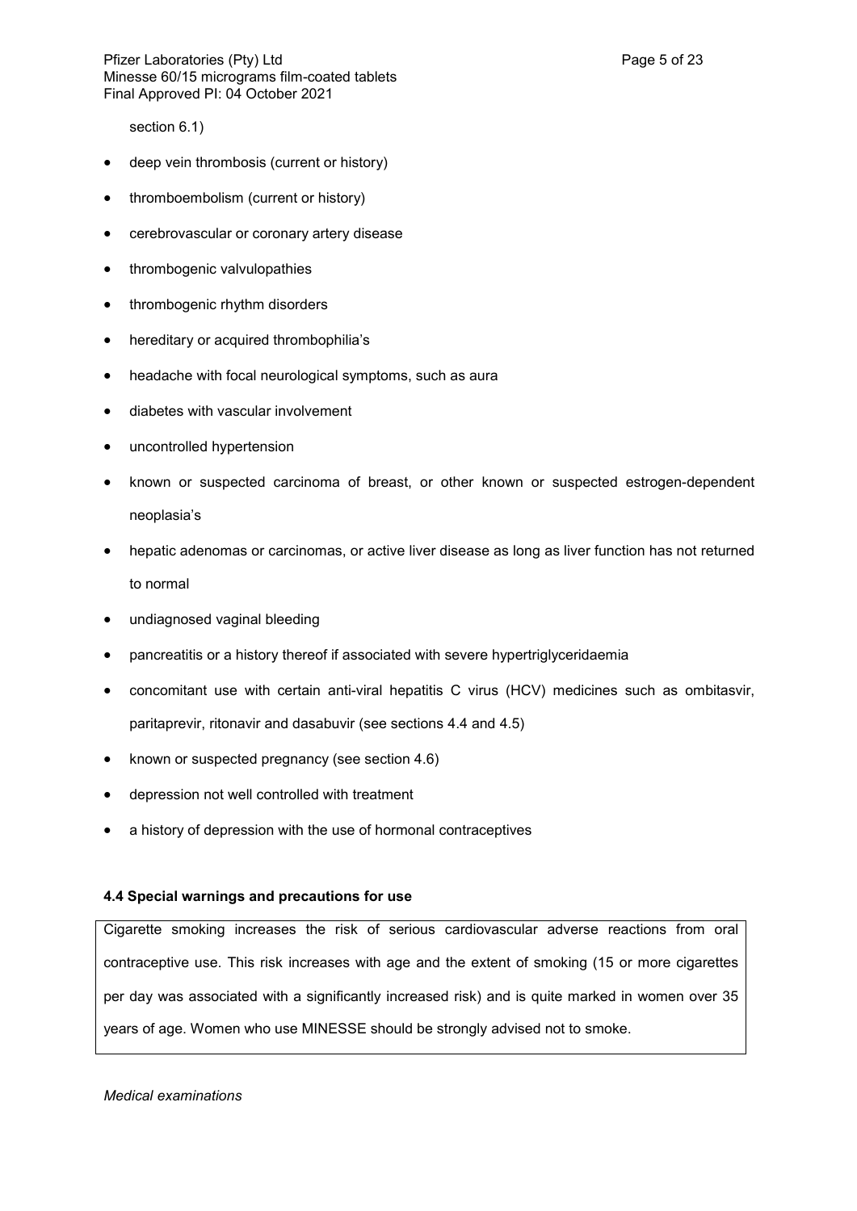section 6.1)

- deep vein thrombosis (current or history)
- thromboembolism (current or history)
- cerebrovascular or coronary artery disease
- thrombogenic valvulopathies
- thrombogenic rhythm disorders
- hereditary or acquired thrombophilia's
- headache with focal neurological symptoms, such as aura
- diabetes with vascular involvement
- uncontrolled hypertension
- known or suspected carcinoma of breast, or other known or suspected estrogen-dependent neoplasia's
- hepatic adenomas or carcinomas, or active liver disease as long as liver function has not returned to normal
- undiagnosed vaginal bleeding
- pancreatitis or a history thereof if associated with severe hypertriglyceridaemia
- concomitant use with certain anti-viral hepatitis C virus (HCV) medicines such as ombitasvir, paritaprevir, ritonavir and dasabuvir (see sections 4.4 and 4.5)
- known or suspected pregnancy (see section 4.6)
- depression not well controlled with treatment
- a history of depression with the use of hormonal contraceptives

### 4.4 Special warnings and precautions for use

Cigarette smoking increases the risk of serious cardiovascular adverse reactions from oral contraceptive use. This risk increases with age and the extent of smoking (15 or more cigarettes per day was associated with a significantly increased risk) and is quite marked in women over 35 years of age. Women who use MINESSE should be strongly advised not to smoke.

*Medical examinations*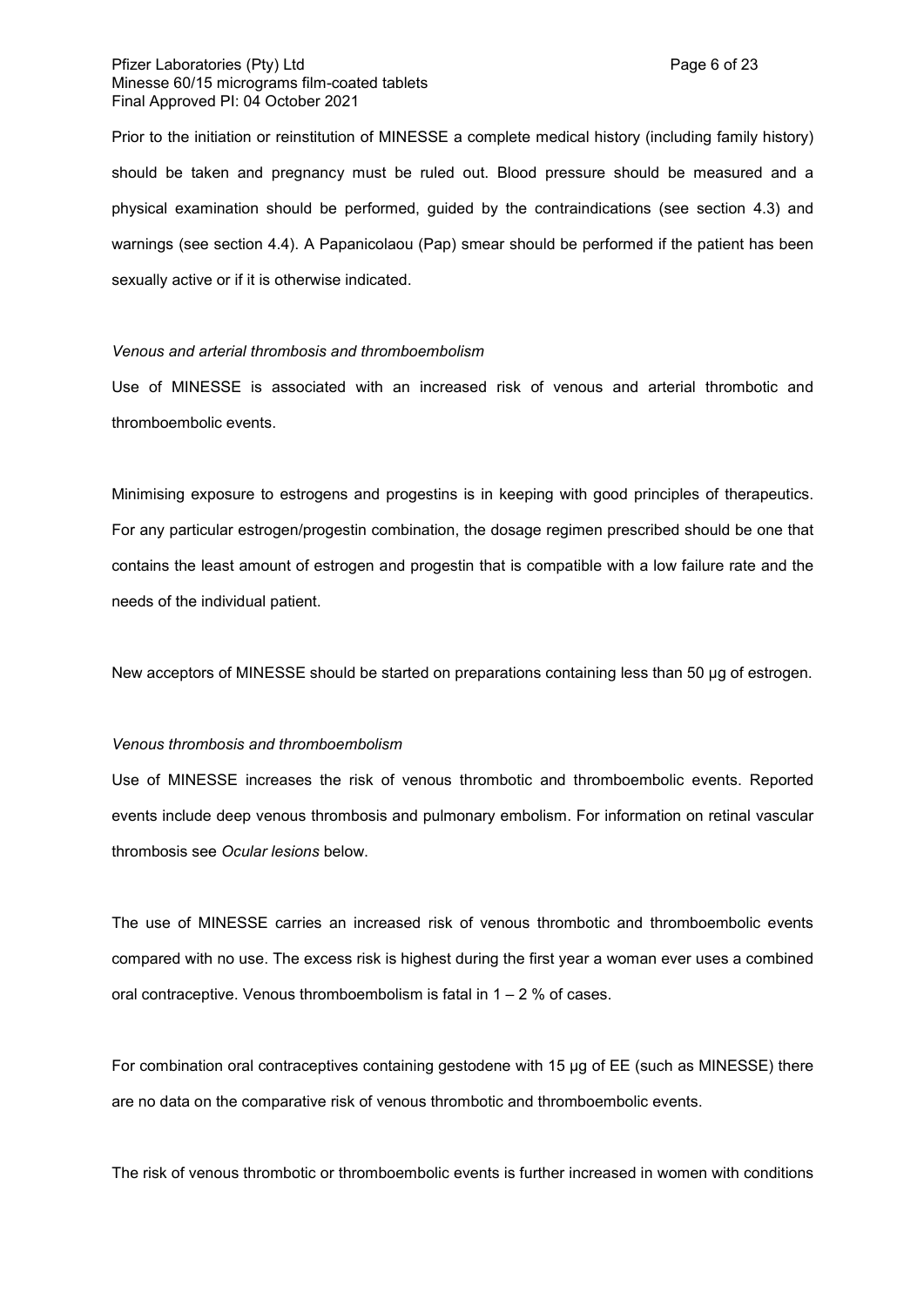Prior to the initiation or reinstitution of MINESSE a complete medical history (including family history) should be taken and pregnancy must be ruled out. Blood pressure should be measured and a physical examination should be performed, guided by the contraindications (see section 4.3) and warnings (see section 4.4). A Papanicolaou (Pap) smear should be performed if the patient has been sexually active or if it is otherwise indicated.

*Venous and arterial thrombosis and thromboembolism*

Use of MINESSE is associated with an increased risk of venous and arterial thrombotic and thromboembolic events.

Minimising exposure to estrogens and progestins is in keeping with good principles of therapeutics. For any particular estrogen/progestin combination, the dosage regimen prescribed should be one that contains the least amount of estrogen and progestin that is compatible with a low failure rate and the needs of the individual patient.

New acceptors of MINESSE should be started on preparations containing less than 50 µg of estrogen.

*Venous thrombosis and thromboembolism*

Use of MINESSE increases the risk of venous thrombotic and thromboembolic events. Reported events include deep venous thrombosis and pulmonary embolism. For information on retinal vascular thrombosis see *Ocular lesions* below.

The use of MINESSE carries an increased risk of venous thrombotic and thromboembolic events compared with no use. The excess risk is highest during the first year a woman ever uses a combined oral contraceptive. Venous thromboembolism is fatal in 1 – 2 % of cases.

For combination oral contraceptives containing gestodene with 15 µg of EE (such as MINESSE) there are no data on the comparative risk of venous thrombotic and thromboembolic events.

The risk of venous thrombotic or thromboembolic events is further increased in women with conditions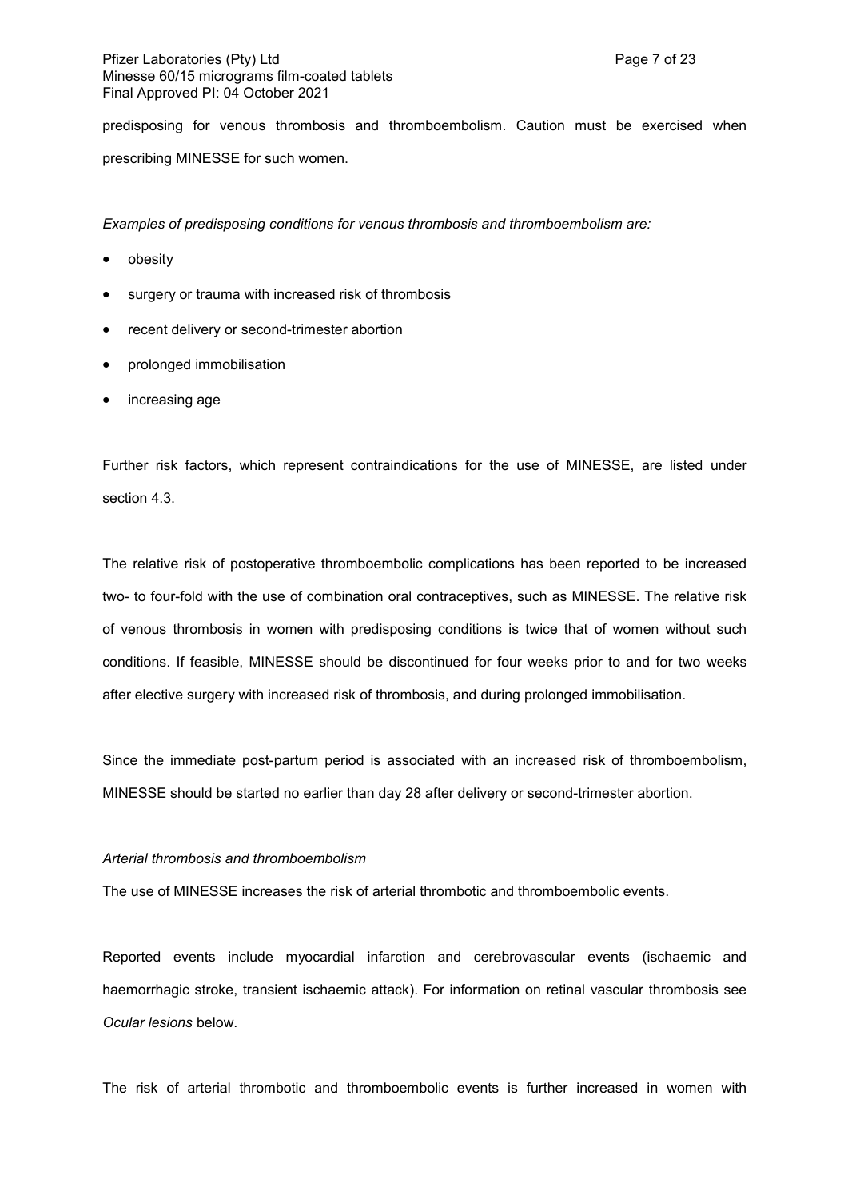predisposing for venous thrombosis and thromboembolism. Caution must be exercised when prescribing MINESSE for such women.

*Examples of predisposing conditions for venous thrombosis and thromboembolism are:*

- obesity
- surgery or trauma with increased risk of thrombosis
- recent delivery or second-trimester abortion
- prolonged immobilisation
- increasing age

Further risk factors, which represent contraindications for the use of MINESSE, are listed under section 4.3.

The relative risk of postoperative thromboembolic complications has been reported to be increased two- to four-fold with the use of combination oral contraceptives, such as MINESSE. The relative risk of venous thrombosis in women with predisposing conditions is twice that of women without such conditions. If feasible, MINESSE should be discontinued for four weeks prior to and for two weeks after elective surgery with increased risk of thrombosis, and during prolonged immobilisation.

Since the immediate post-partum period is associated with an increased risk of thromboembolism, MINESSE should be started no earlier than day 28 after delivery or second-trimester abortion.

*Arterial thrombosis and thromboembolism*

The use of MINESSE increases the risk of arterial thrombotic and thromboembolic events.

Reported events include myocardial infarction and cerebrovascular events (ischaemic and haemorrhagic stroke, transient ischaemic attack). For information on retinal vascular thrombosis see *Ocular lesions* below.

The risk of arterial thrombotic and thromboembolic events is further increased in women with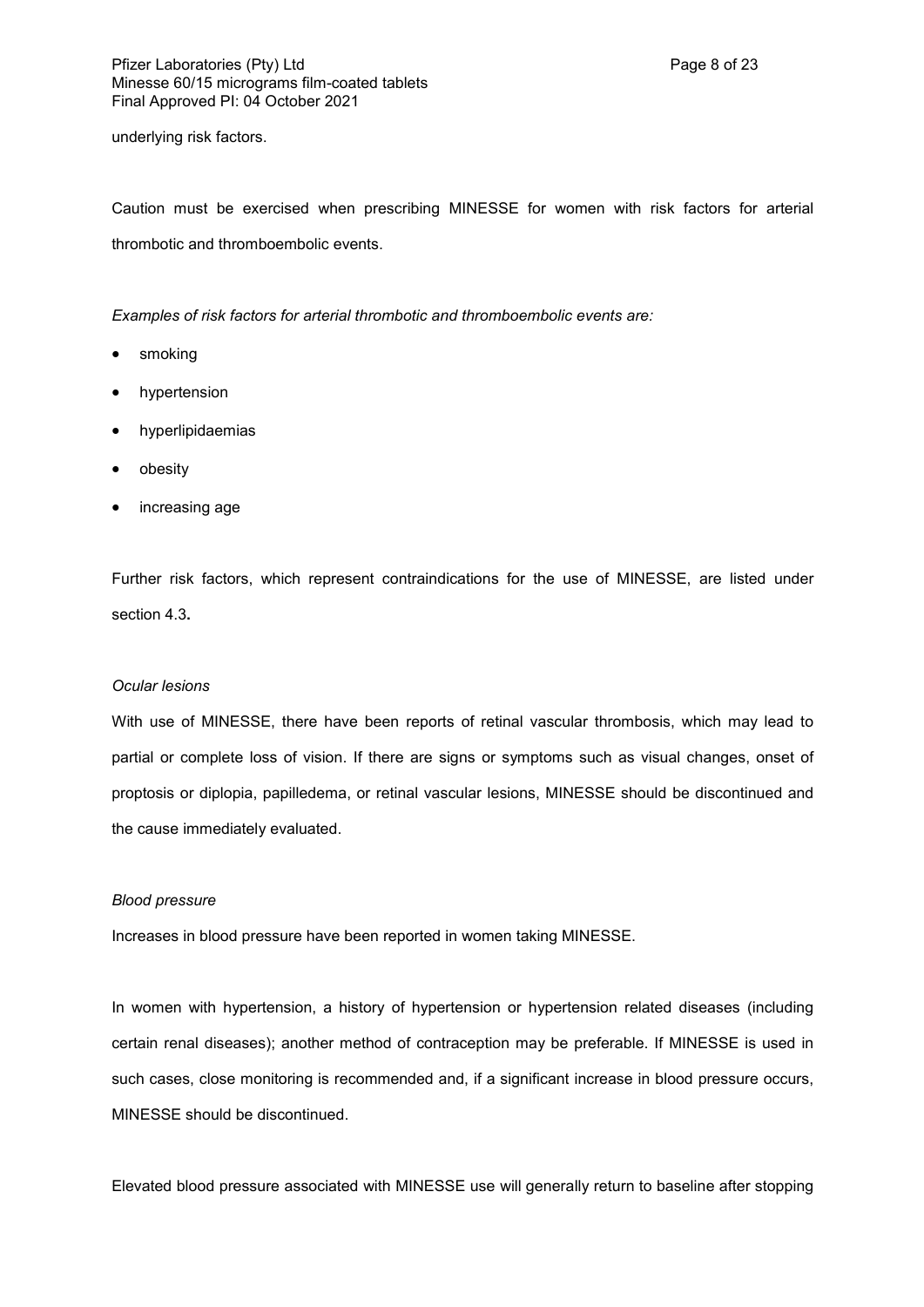underlying risk factors.

Caution must be exercised when prescribing MINESSE for women with risk factors for arterial thrombotic and thromboembolic events.

*Examples of risk factors for arterial thrombotic and thromboembolic events are:*

- smoking
- hypertension
- hyperlipidaemias
- obesity
- increasing age

Further risk factors, which represent contraindications for the use of MINESSE, are listed under section 4.3**.**

*Ocular lesions*

With use of MINESSE, there have been reports of retinal vascular thrombosis, which may lead to partial or complete loss of vision. If there are signs or symptoms such as visual changes, onset of proptosis or diplopia, papilledema, or retinal vascular lesions, MINESSE should be discontinued and the cause immediately evaluated.

*Blood pressure*

Increases in blood pressure have been reported in women taking MINESSE.

In women with hypertension, a history of hypertension or hypertension related diseases (including certain renal diseases); another method of contraception may be preferable. If MINESSE is used in such cases, close monitoring is recommended and, if a significant increase in blood pressure occurs, MINESSE should be discontinued.

Elevated blood pressure associated with MINESSE use will generally return to baseline after stopping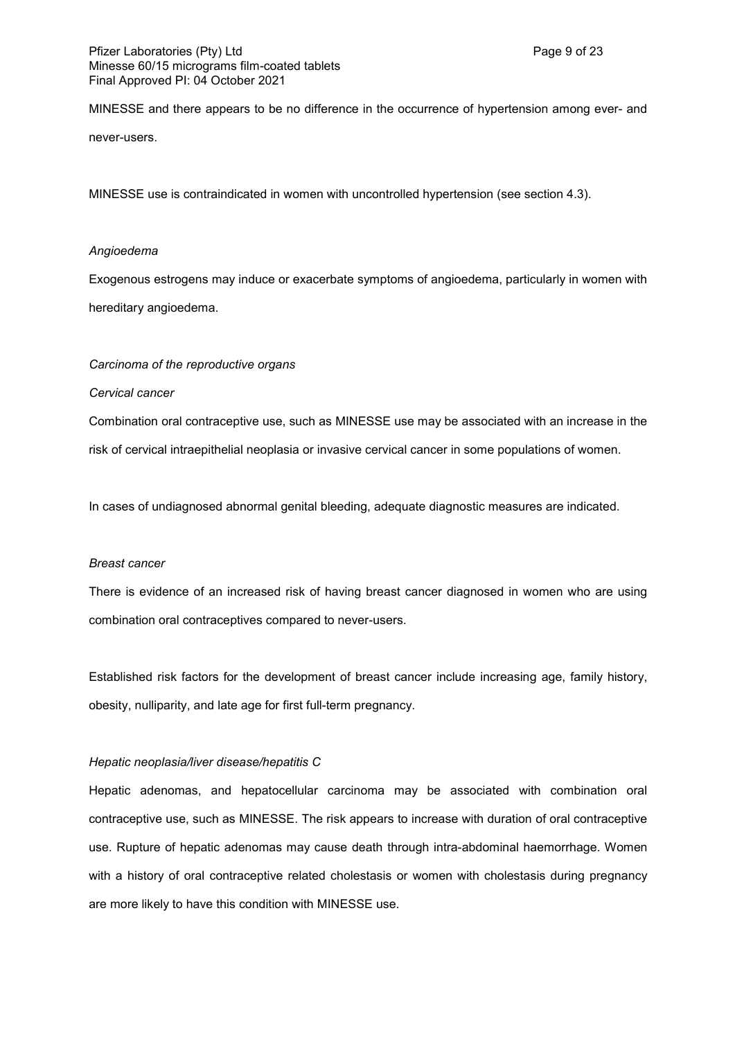MINESSE and there appears to be no difference in the occurrence of hypertension among ever- and never-users.

MINESSE use is contraindicated in women with uncontrolled hypertension (see section 4.3).

*Angioedema*

Exogenous estrogens may induce or exacerbate symptoms of angioedema, particularly in women with hereditary angioedema.

*Carcinoma of the reproductive organs*

*Cervical cancer*

Combination oral contraceptive use, such as MINESSE use may be associated with an increase in the risk of cervical intraepithelial neoplasia or invasive cervical cancer in some populations of women.

In cases of undiagnosed abnormal genital bleeding, adequate diagnostic measures are indicated.

*Breast cancer*

There is evidence of an increased risk of having breast cancer diagnosed in women who are using combination oral contraceptives compared to never-users.

Established risk factors for the development of breast cancer include increasing age, family history, obesity, nulliparity, and late age for first full-term pregnancy.

*Hepatic neoplasia/liver disease/hepatitis C*

Hepatic adenomas, and hepatocellular carcinoma may be associated with combination oral contraceptive use, such as MINESSE. The risk appears to increase with duration of oral contraceptive use. Rupture of hepatic adenomas may cause death through intra-abdominal haemorrhage. Women with a history of oral contraceptive related cholestasis or women with cholestasis during pregnancy are more likely to have this condition with MINESSE use.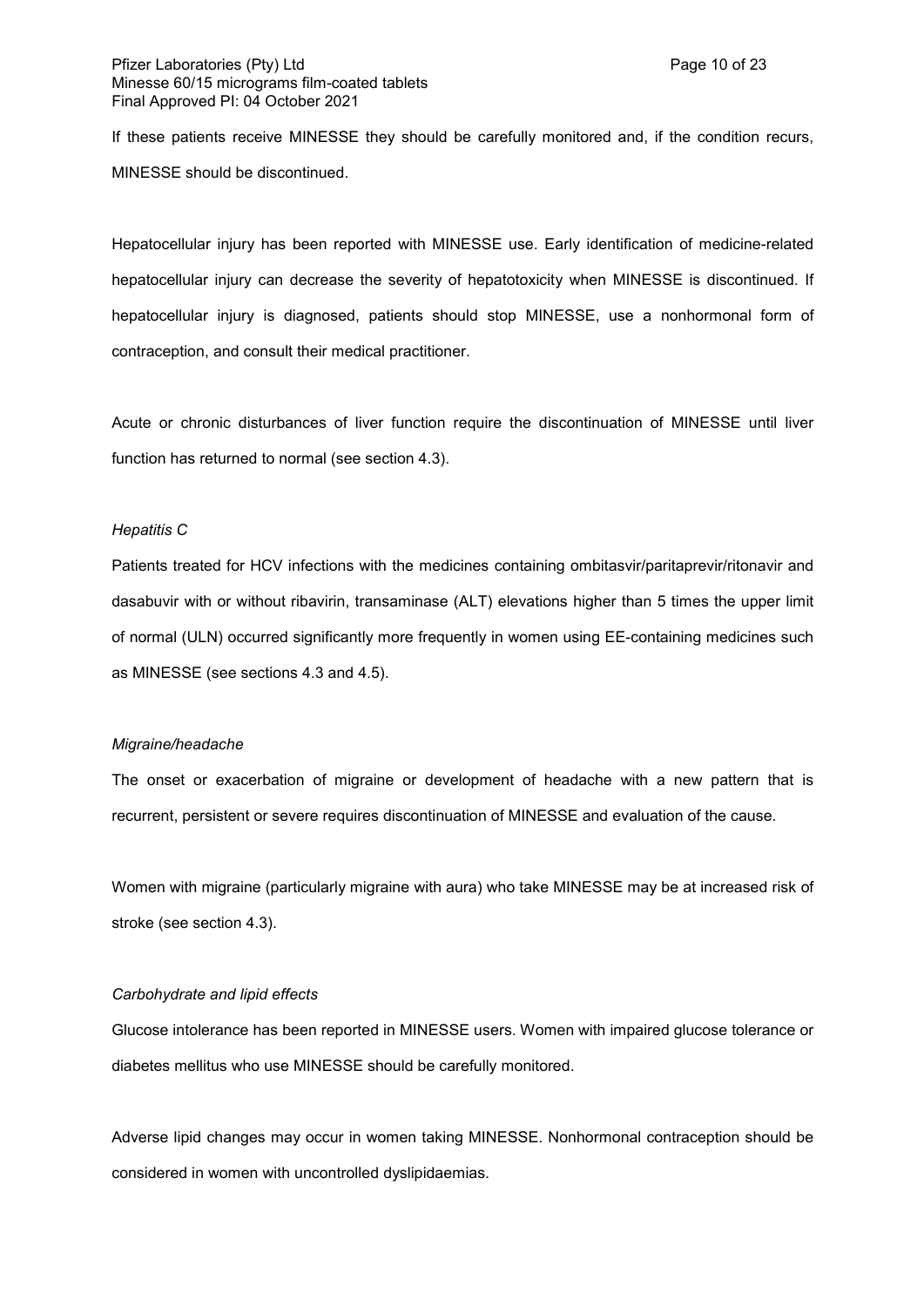If these patients receive MINESSE they should be carefully monitored and, if the condition recurs, MINESSE should be discontinued.

Hepatocellular injury has been reported with MINESSE use. Early identification of medicine-related hepatocellular injury can decrease the severity of hepatotoxicity when MINESSE is discontinued. If hepatocellular injury is diagnosed, patients should stop MINESSE, use a nonhormonal form of contraception, and consult their medical practitioner.

Acute or chronic disturbances of liver function require the discontinuation of MINESSE until liver function has returned to normal (see section 4.3).

*Hepatitis C*

Patients treated for HCV infections with the medicines containing ombitasvir/paritaprevir/ritonavir and dasabuvir with or without ribavirin, transaminase (ALT) elevations higher than 5 times the upper limit of normal (ULN) occurred significantly more frequently in women using EE-containing medicines such as MINESSE (see sections 4.3 and 4.5).

*Migraine/headache*

The onset or exacerbation of migraine or development of headache with a new pattern that is recurrent, persistent or severe requires discontinuation of MINESSE and evaluation of the cause.

Women with migraine (particularly migraine with aura) who take MINESSE may be at increased risk of stroke (see section 4.3).

*Carbohydrate and lipid effects*

Glucose intolerance has been reported in MINESSE users. Women with impaired glucose tolerance or diabetes mellitus who use MINESSE should be carefully monitored.

Adverse lipid changes may occur in women taking MINESSE. Nonhormonal contraception should be considered in women with uncontrolled dyslipidaemias.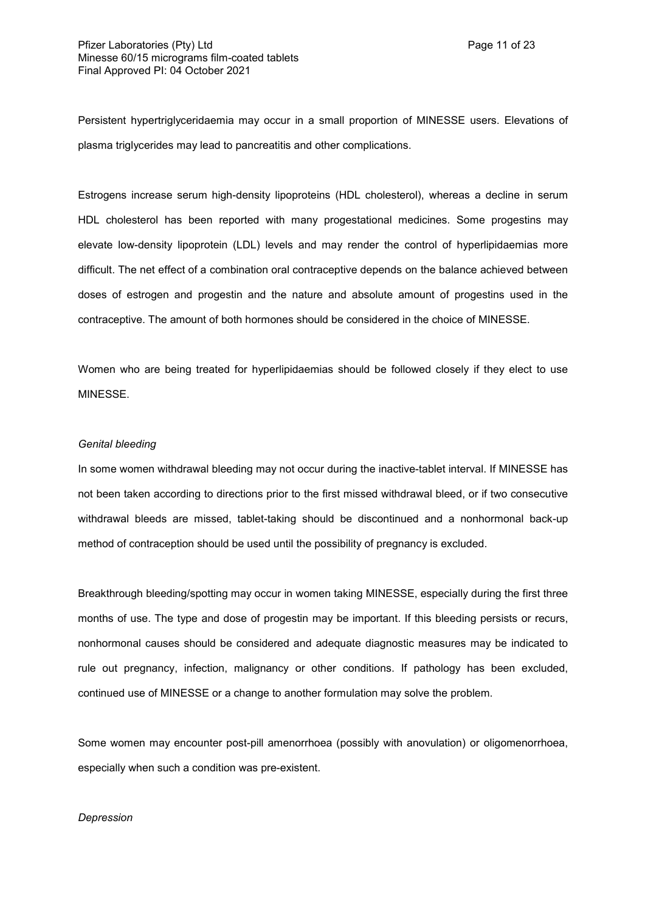Persistent hypertriglyceridaemia may occur in a small proportion of MINESSE users. Elevations of plasma triglycerides may lead to pancreatitis and other complications.

Estrogens increase serum high-density lipoproteins (HDL cholesterol), whereas a decline in serum HDL cholesterol has been reported with many progestational medicines. Some progestins may elevate low-density lipoprotein (LDL) levels and may render the control of hyperlipidaemias more difficult. The net effect of a combination oral contraceptive depends on the balance achieved between doses of estrogen and progestin and the nature and absolute amount of progestins used in the contraceptive. The amount of both hormones should be considered in the choice of MINESSE.

Women who are being treated for hyperlipidaemias should be followed closely if they elect to use MINESSE.

*Genital bleeding*

In some women withdrawal bleeding may not occur during the inactive-tablet interval. If MINESSE has not been taken according to directions prior to the first missed withdrawal bleed, or if two consecutive withdrawal bleeds are missed, tablet-taking should be discontinued and a nonhormonal back-up method of contraception should be used until the possibility of pregnancy is excluded.

Breakthrough bleeding/spotting may occur in women taking MINESSE, especially during the first three months of use. The type and dose of progestin may be important. If this bleeding persists or recurs, nonhormonal causes should be considered and adequate diagnostic measures may be indicated to rule out pregnancy, infection, malignancy or other conditions. If pathology has been excluded, continued use of MINESSE or a change to another formulation may solve the problem.

Some women may encounter post-pill amenorrhoea (possibly with anovulation) or oligomenorrhoea, especially when such a condition was pre-existent.

*Depression*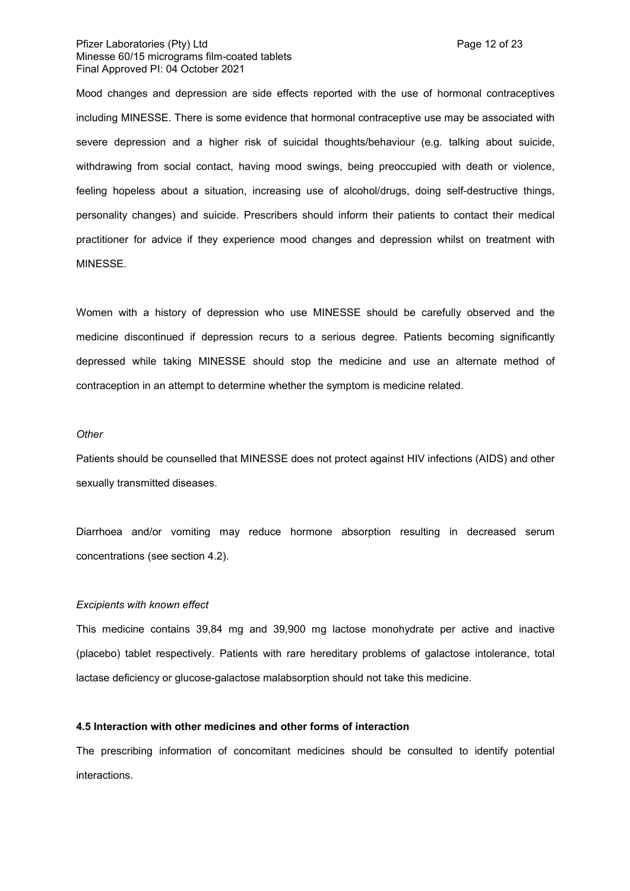Mood changes and depression are side effects reported with the use of hormonal contraceptives including MINESSE. There is some evidence that hormonal contraceptive use may be associated with severe depression and a higher risk of suicidal thoughts/behaviour (e.g. talking about suicide, withdrawing from social contact, having mood swings, being preoccupied with death or violence, feeling hopeless about a situation, increasing use of alcohol/drugs, doing self-destructive things, personality changes) and suicide. Prescribers should inform their patients to contact their medical practitioner for advice if they experience mood changes and depression whilst on treatment with MINESSE.

Women with a history of depression who use MINESSE should be carefully observed and the medicine discontinued if depression recurs to a serious degree. Patients becoming significantly depressed while taking MINESSE should stop the medicine and use an alternate method of contraception in an attempt to determine whether the symptom is medicine related.

*Other*

Patients should be counselled that MINESSE does not protect against HIV infections (AIDS) and other sexually transmitted diseases.

Diarrhoea and/or vomiting may reduce hormone absorption resulting in decreased serum concentrations (see section 4.2).

*Excipients with known effect*

This medicine contains 39,84 mg and 39,900 mg lactose monohydrate per active and inactive (placebo) tablet respectively. Patients with rare hereditary problems of galactose intolerance, total lactase deficiency or glucose-galactose malabsorption should not take this medicine.

**4.5 Interaction with other medicines and other forms of interaction**

The prescribing information of concomitant medicines should be consulted to identify potential interactions.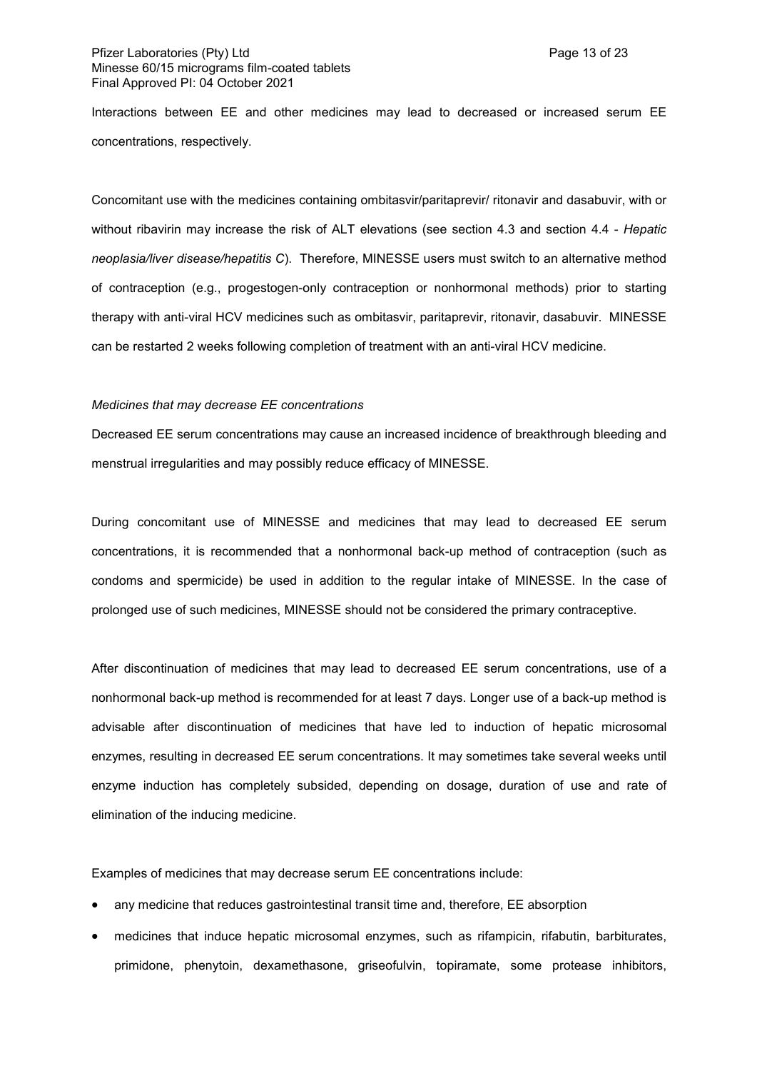Interactions between EE and other medicines may lead to decreased or increased serum EE concentrations, respectively.

Concomitant use with the medicines containing ombitasvir/paritaprevir/ ritonavir and dasabuvir, with or without ribavirin may increase the risk of ALT elevations (see section 4.3 and section 4.4 - *Hepatic neoplasia/liver disease/hepatitis C*). Therefore, MINESSE users must switch to an alternative method of contraception (e.g., progestogen-only contraception or nonhormonal methods) prior to starting therapy with anti-viral HCV medicines such as ombitasvir, paritaprevir, ritonavir, dasabuvir. MINESSE can be restarted 2 weeks following completion of treatment with an anti-viral HCV medicine.

*Medicines that may decrease EE concentrations*

Decreased EE serum concentrations may cause an increased incidence of breakthrough bleeding and menstrual irregularities and may possibly reduce efficacy of MINESSE.

During concomitant use of MINESSE and medicines that may lead to decreased EE serum concentrations, it is recommended that a nonhormonal back-up method of contraception (such as condoms and spermicide) be used in addition to the regular intake of MINESSE. In the case of prolonged use of such medicines, MINESSE should not be considered the primary contraceptive.

After discontinuation of medicines that may lead to decreased EE serum concentrations, use of a nonhormonal back-up method is recommended for at least 7 days. Longer use of a back-up method is advisable after discontinuation of medicines that have led to induction of hepatic microsomal enzymes, resulting in decreased EE serum concentrations. It may sometimes take several weeks until enzyme induction has completely subsided, depending on dosage, duration of use and rate of elimination of the inducing medicine.

Examples of medicines that may decrease serum EE concentrations include:

- any medicine that reduces gastrointestinal transit time and, therefore, EE absorption
- medicines that induce hepatic microsomal enzymes, such as rifampicin, rifabutin, barbiturates, primidone, phenytoin, dexamethasone, griseofulvin, topiramate, some protease inhibitors,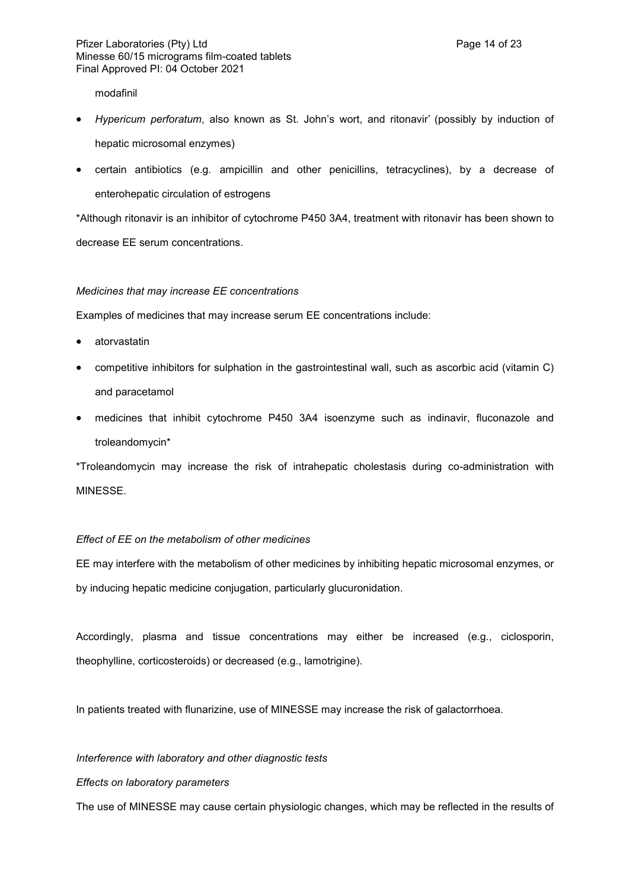modafinil

- *Hypericum perforatum*, also known as St. John's wort, and ritonavir* (possibly by induction of hepatic microsomal enzymes)
- certain antibiotics (e.g. ampicillin and other penicillins, tetracyclines), by a decrease of enterohepatic circulation of estrogens

*Although ritonavir is an inhibitor of cytochrome P450 3A4, treatment with ritonavir has been shown to decrease EE serum concentrations.

*Medicines that may increase EE concentrations*

Examples of medicines that may increase serum EE concentrations include:

- atorvastatin
- competitive inhibitors for sulphation in the gastrointestinal wall, such as ascorbic acid (vitamin C) and paracetamol
- medicines that inhibit cytochrome P450 3A4 isoenzyme such as indinavir, fluconazole and troleandomycin*

*Troleandomycin may increase the risk of intrahepatic cholestasis during co-administration with MINESSE.

*Effect of EE on the metabolism of other medicines*

EE may interfere with the metabolism of other medicines by inhibiting hepatic microsomal enzymes, or by inducing hepatic medicine conjugation, particularly glucuronidation.

Accordingly, plasma and tissue concentrations may either be increased (e.g., ciclosporin, theophylline, corticosteroids) or decreased (e.g., lamotrigine).

In patients treated with flunarizine, use of MINESSE may increase the risk of galactorrhoea.

*Interference with laboratory and other diagnostic tests*

*Effects on laboratory parameters*

The use of MINESSE may cause certain physiologic changes, which may be reflected in the results of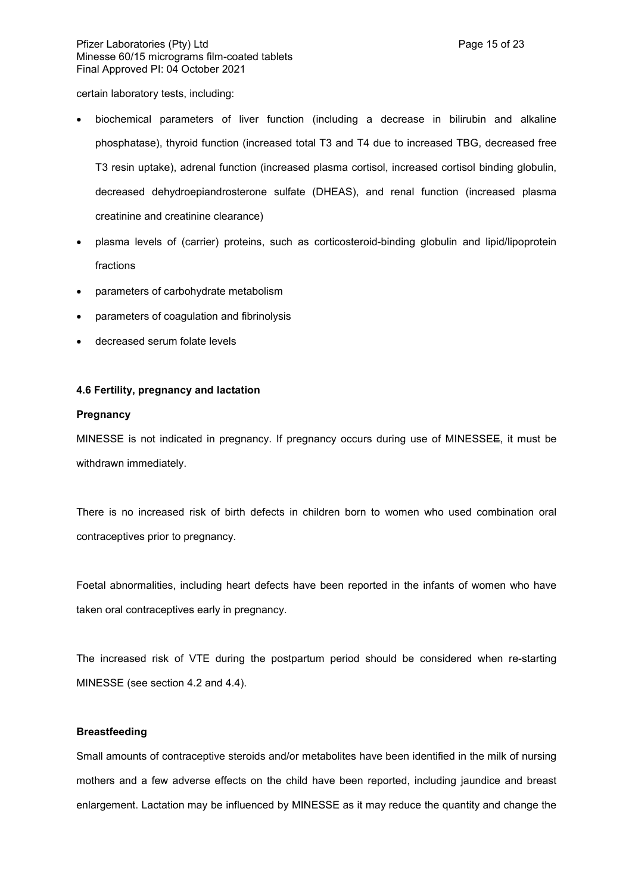certain laboratory tests, including:

- biochemical parameters of liver function (including a decrease in bilirubin and alkaline phosphatase), thyroid function (increased total T3 and T4 due to increased TBG, decreased free T3 resin uptake), adrenal function (increased plasma cortisol, increased cortisol binding globulin, decreased dehydroepiandrosterone sulfate (DHEAS), and renal function (increased plasma creatinine and creatinine clearance)
- plasma levels of (carrier) proteins, such as corticosteroid-binding globulin and lipid/lipoprotein fractions
- parameters of carbohydrate metabolism
- parameters of coagulation and fibrinolysis
- decreased serum folate levels

**4.6 Fertility, pregnancy and lactation**

**Pregnancy**

MINESSE is not indicated in pregnancy. If pregnancy occurs during use of MINESSE~~E~~, it must be withdrawn immediately.

There is no increased risk of birth defects in children born to women who used combination oral contraceptives prior to pregnancy.

Foetal abnormalities, including heart defects have been reported in the infants of women who have taken oral contraceptives early in pregnancy.

The increased risk of VTE during the postpartum period should be considered when re-starting MINESSE (see section 4.2 and 4.4).

**Breastfeeding**

Small amounts of contraceptive steroids and/or metabolites have been identified in the milk of nursing mothers and a few adverse effects on the child have been reported, including jaundice and breast enlargement. Lactation may be influenced by MINESSE as it may reduce the quantity and change the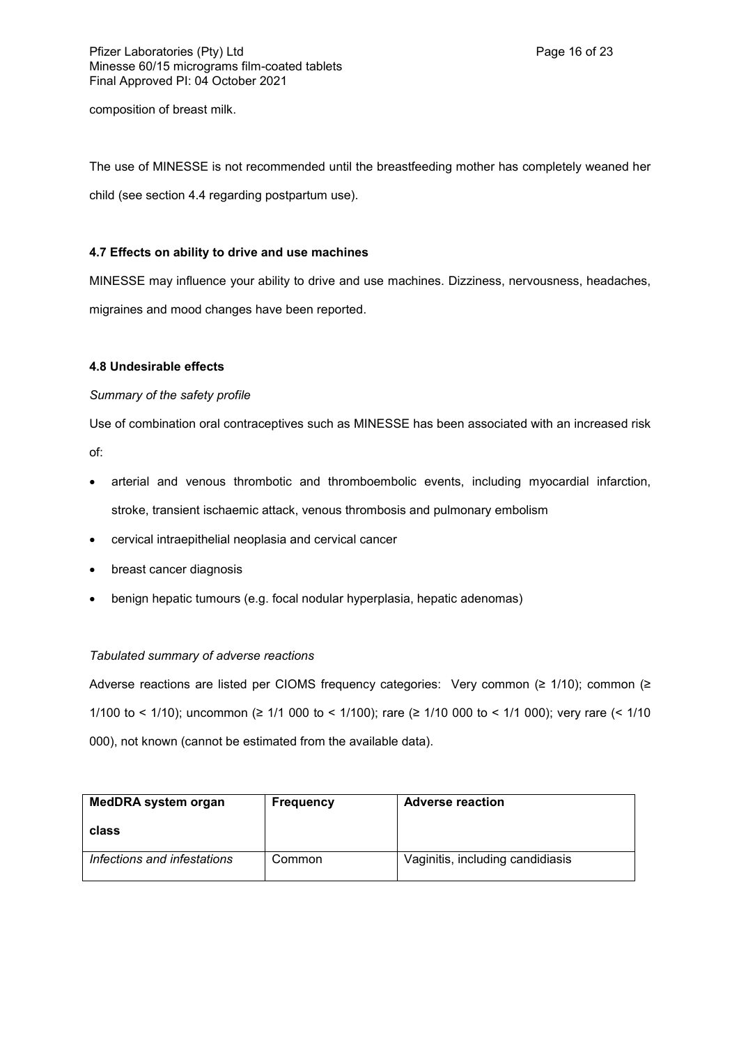composition of breast milk.

The use of MINESSE is not recommended until the breastfeeding mother has completely weaned her child (see section 4.4 regarding postpartum use).

### 4.7 Effects on ability to drive and use machines

MINESSE may influence your ability to drive and use machines. Dizziness, nervousness, headaches, migraines and mood changes have been reported.

### 4.8 Undesirable effects

*Summary of the safety profile*

Use of combination oral contraceptives such as MINESSE has been associated with an increased risk of:

- arterial and venous thrombotic and thromboembolic events, including myocardial infarction, stroke, transient ischaemic attack, venous thrombosis and pulmonary embolism
- cervical intraepithelial neoplasia and cervical cancer
- breast cancer diagnosis
- benign hepatic tumours (e.g. focal nodular hyperplasia, hepatic adenomas)

*Tabulated summary of adverse reactions*

Adverse reactions are listed per CIOMS frequency categories: Very common (≥ 1/10); common (≥ 1/100 to < 1/10); uncommon (≥ 1/1 000 to < 1/100); rare (≥ 1/10 000 to < 1/1 000); very rare (< 1/10 000), not known (cannot be estimated from the available data).

| MedDRA system organ class | Frequency | Adverse reaction |
|---|---|---|
| *Infections and infestations* | Common | Vaginitis, including candidiasis |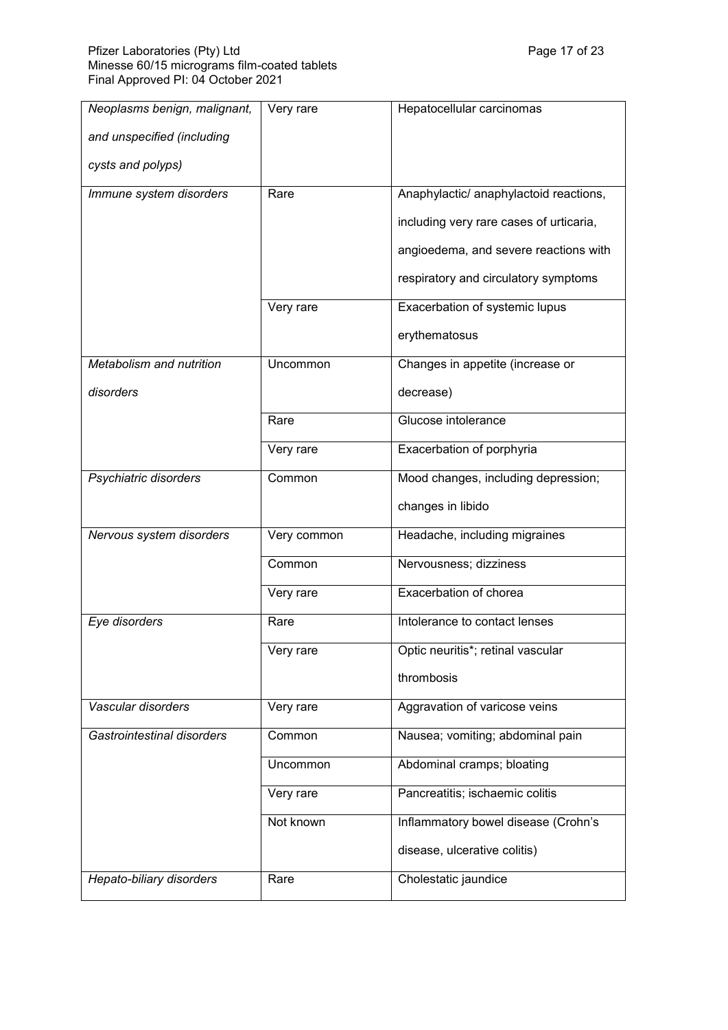| | | |
|---|---|---|
| *Neoplasms benign, malignant, and unspecified (including cysts and polyps)* | Very rare | Hepatocellular carcinomas |
| *Immune system disorders* | Rare | Anaphylactic/ anaphylactoid reactions, including very rare cases of urticaria, angioedema, and severe reactions with respiratory and circulatory symptoms |
| | Very rare | Exacerbation of systemic lupus erythematosus |
| *Metabolism and nutrition disorders* | Uncommon | Changes in appetite (increase or decrease) |
| | Rare | Glucose intolerance |
| | Very rare | Exacerbation of porphyria |
| *Psychiatric disorders* | Common | Mood changes, including depression; changes in libido |
| *Nervous system disorders* | Very common | Headache, including migraines |
| | Common | Nervousness; dizziness |
| | Very rare | Exacerbation of chorea |
| *Eye disorders* | Rare | Intolerance to contact lenses |
| | Very rare | Optic neuritis*; retinal vascular thrombosis |
| *Vascular disorders* | Very rare | Aggravation of varicose veins |
| *Gastrointestinal disorders* | Common | Nausea; vomiting; abdominal pain |
| | Uncommon | Abdominal cramps; bloating |
| | Very rare | Pancreatitis; ischaemic colitis |
| | Not known | Inflammatory bowel disease (Crohn's disease, ulcerative colitis) |
| *Hepato-biliary disorders* | Rare | Cholestatic jaundice |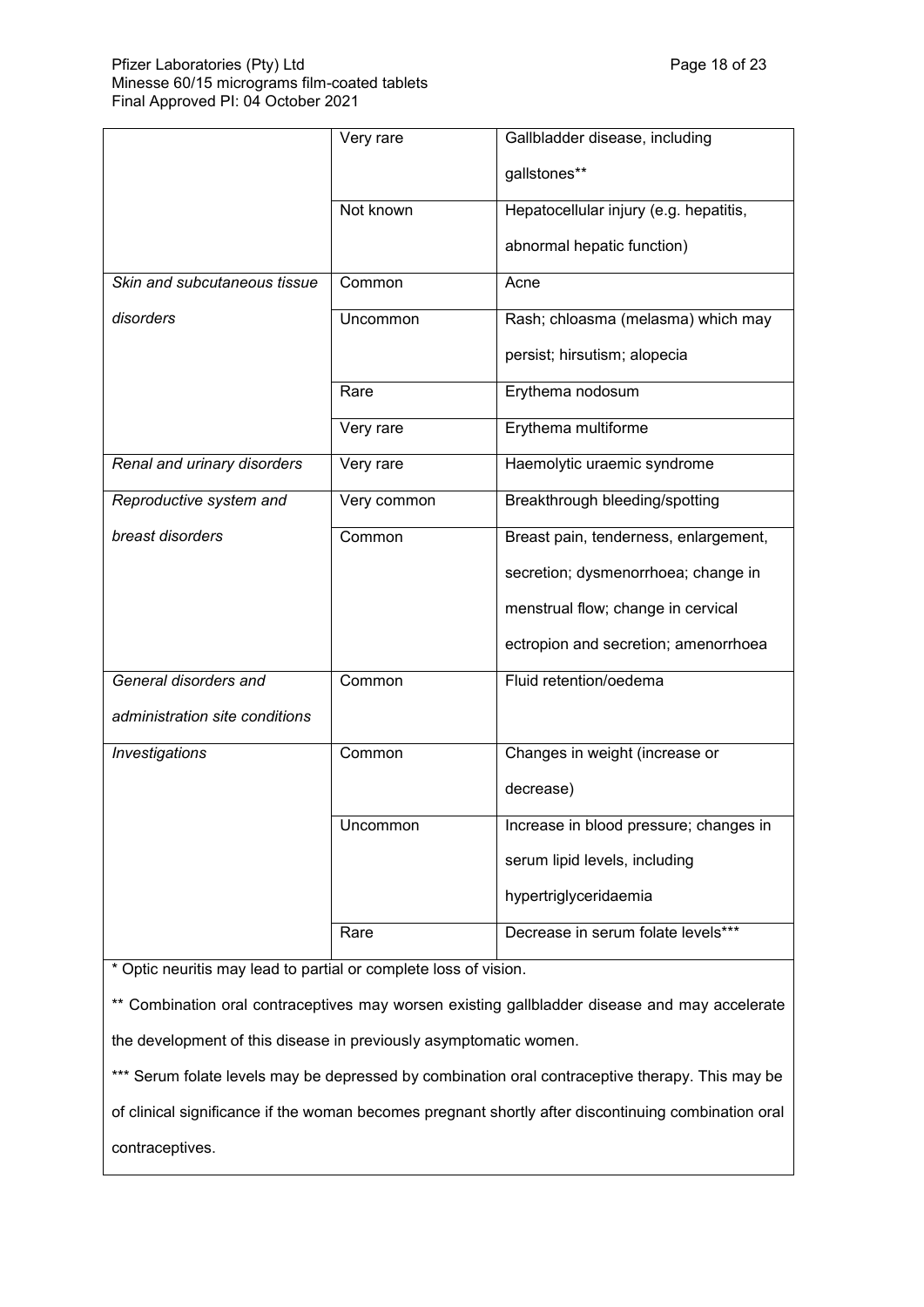| | | |
|---|---|---|
| | Very rare | Gallbladder disease, including gallstones** |
| | Not known | Hepatocellular injury (e.g. hepatitis, abnormal hepatic function) |
| *Skin and subcutaneous tissue disorders* | Common | Acne |
| | Uncommon | Rash; chloasma (melasma) which may persist; hirsutism; alopecia |
| | Rare | Erythema nodosum |
| | Very rare | Erythema multiforme |
| *Renal and urinary disorders* | Very rare | Haemolytic uraemic syndrome |
| *Reproductive system and breast disorders* | Very common | Breakthrough bleeding/spotting |
| | Common | Breast pain, tenderness, enlargement, secretion; dysmenorrhoea; change in menstrual flow; change in cervical ectropion and secretion; amenorrhoea |
| *General disorders and administration site conditions* | Common | Fluid retention/oedema |
| *Investigations* | Common | Changes in weight (increase or decrease) |
| | Uncommon | Increase in blood pressure; changes in serum lipid levels, including hypertriglyceridaemia |
| | Rare | Decrease in serum folate levels*** |

* Optic neuritis may lead to partial or complete loss of vision.

** Combination oral contraceptives may worsen existing gallbladder disease and may accelerate the development of this disease in previously asymptomatic women.

*** Serum folate levels may be depressed by combination oral contraceptive therapy. This may be of clinical significance if the woman becomes pregnant shortly after discontinuing combination oral contraceptives.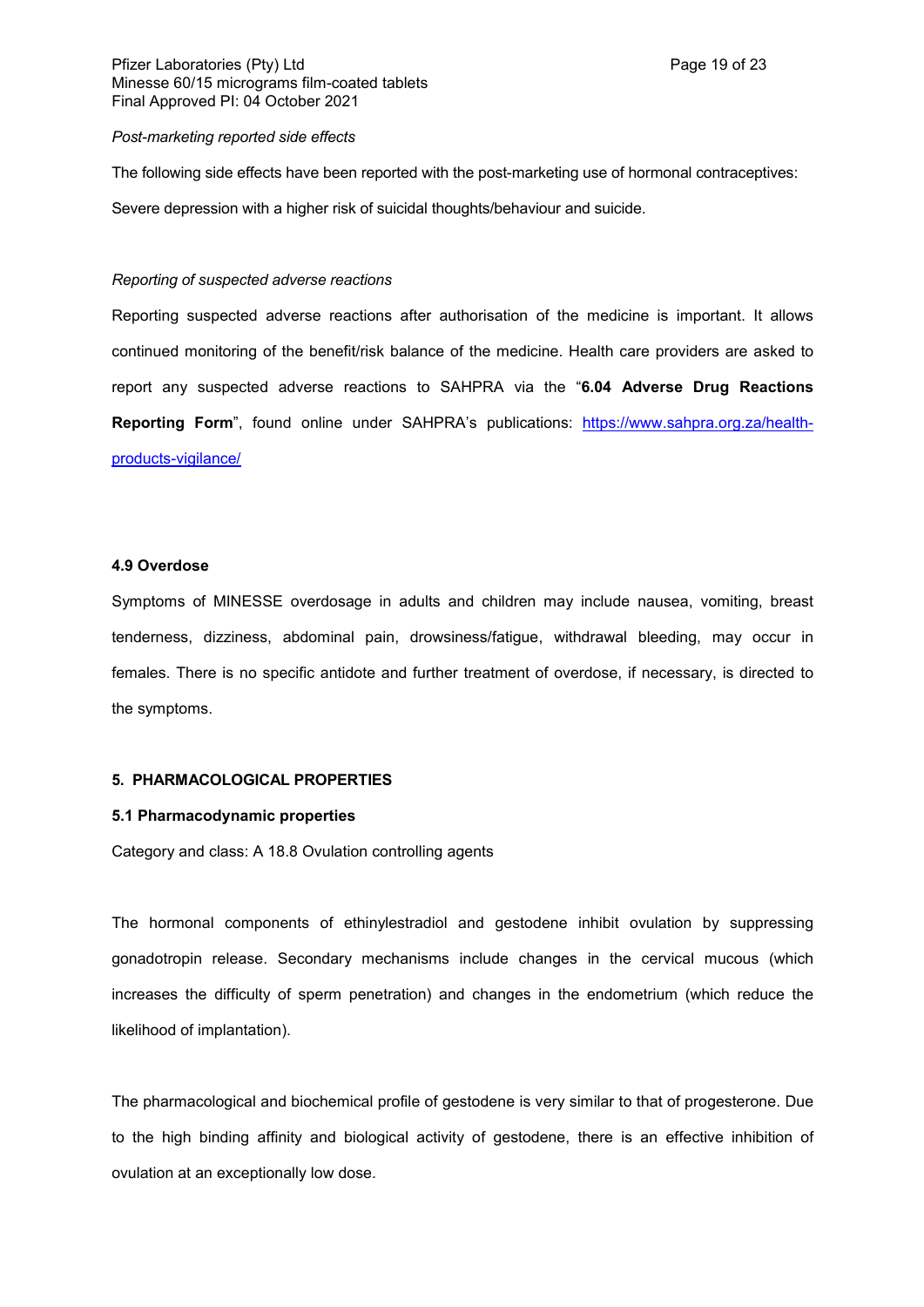*Post-marketing reported side effects*

The following side effects have been reported with the post-marketing use of hormonal contraceptives:

Severe depression with a higher risk of suicidal thoughts/behaviour and suicide.

*Reporting of suspected adverse reactions*

Reporting suspected adverse reactions after authorisation of the medicine is important. It allows continued monitoring of the benefit/risk balance of the medicine. Health care providers are asked to report any suspected adverse reactions to SAHPRA via the "**6.04 Adverse Drug Reactions Reporting Form**", found online under SAHPRA's publications: https://www.sahpra.org.za/health-products-vigilance/

### 4.9 Overdose

Symptoms of MINESSE overdosage in adults and children may include nausea, vomiting, breast tenderness, dizziness, abdominal pain, drowsiness/fatigue, withdrawal bleeding, may occur in females. There is no specific antidote and further treatment of overdose, if necessary, is directed to the symptoms.

## 5. PHARMACOLOGICAL PROPERTIES

### 5.1 Pharmacodynamic properties

Category and class: A 18.8 Ovulation controlling agents

The hormonal components of ethinylestradiol and gestodene inhibit ovulation by suppressing gonadotropin release. Secondary mechanisms include changes in the cervical mucous (which increases the difficulty of sperm penetration) and changes in the endometrium (which reduce the likelihood of implantation).

The pharmacological and biochemical profile of gestodene is very similar to that of progesterone. Due to the high binding affinity and biological activity of gestodene, there is an effective inhibition of ovulation at an exceptionally low dose.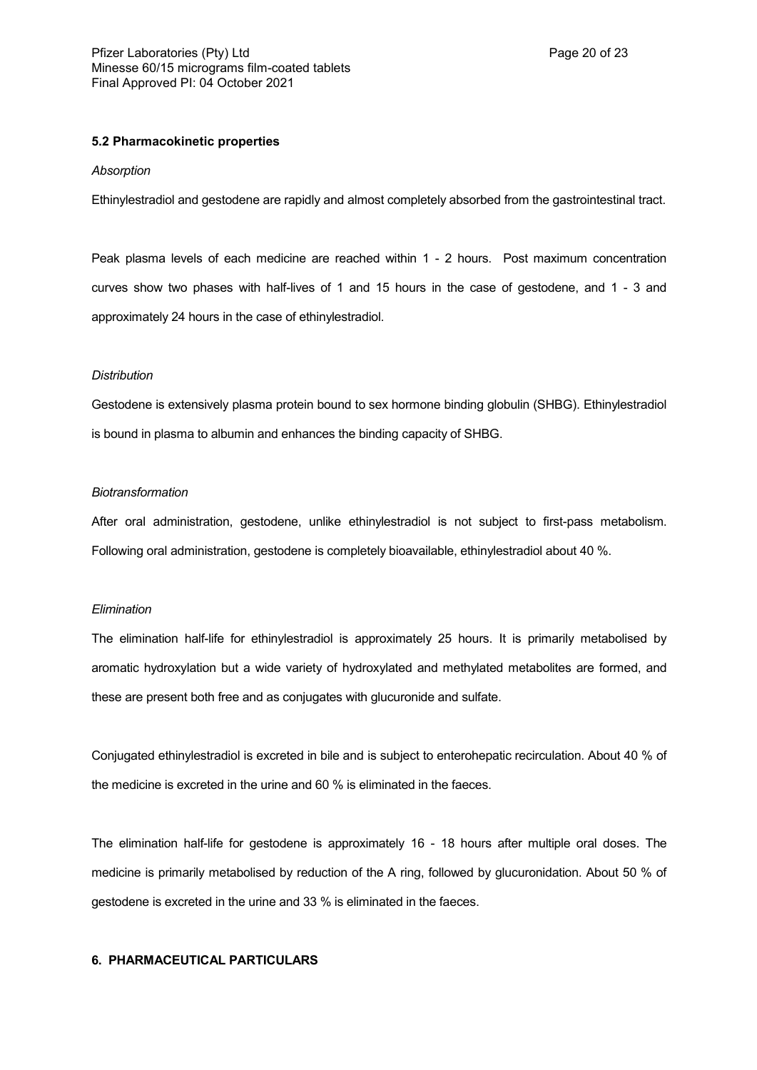### 5.2 Pharmacokinetic properties

*Absorption*

Ethinylestradiol and gestodene are rapidly and almost completely absorbed from the gastrointestinal tract.

Peak plasma levels of each medicine are reached within 1 - 2 hours. Post maximum concentration curves show two phases with half-lives of 1 and 15 hours in the case of gestodene, and 1 - 3 and approximately 24 hours in the case of ethinylestradiol.

*Distribution*

Gestodene is extensively plasma protein bound to sex hormone binding globulin (SHBG). Ethinylestradiol is bound in plasma to albumin and enhances the binding capacity of SHBG.

*Biotransformation*

After oral administration, gestodene, unlike ethinylestradiol is not subject to first-pass metabolism. Following oral administration, gestodene is completely bioavailable, ethinylestradiol about 40 %.

*Elimination*

The elimination half-life for ethinylestradiol is approximately 25 hours. It is primarily metabolised by aromatic hydroxylation but a wide variety of hydroxylated and methylated metabolites are formed, and these are present both free and as conjugates with glucuronide and sulfate.

Conjugated ethinylestradiol is excreted in bile and is subject to enterohepatic recirculation. About 40 % of the medicine is excreted in the urine and 60 % is eliminated in the faeces.

The elimination half-life for gestodene is approximately 16 - 18 hours after multiple oral doses. The medicine is primarily metabolised by reduction of the A ring, followed by glucuronidation. About 50 % of gestodene is excreted in the urine and 33 % is eliminated in the faeces.

## 6. PHARMACEUTICAL PARTICULARS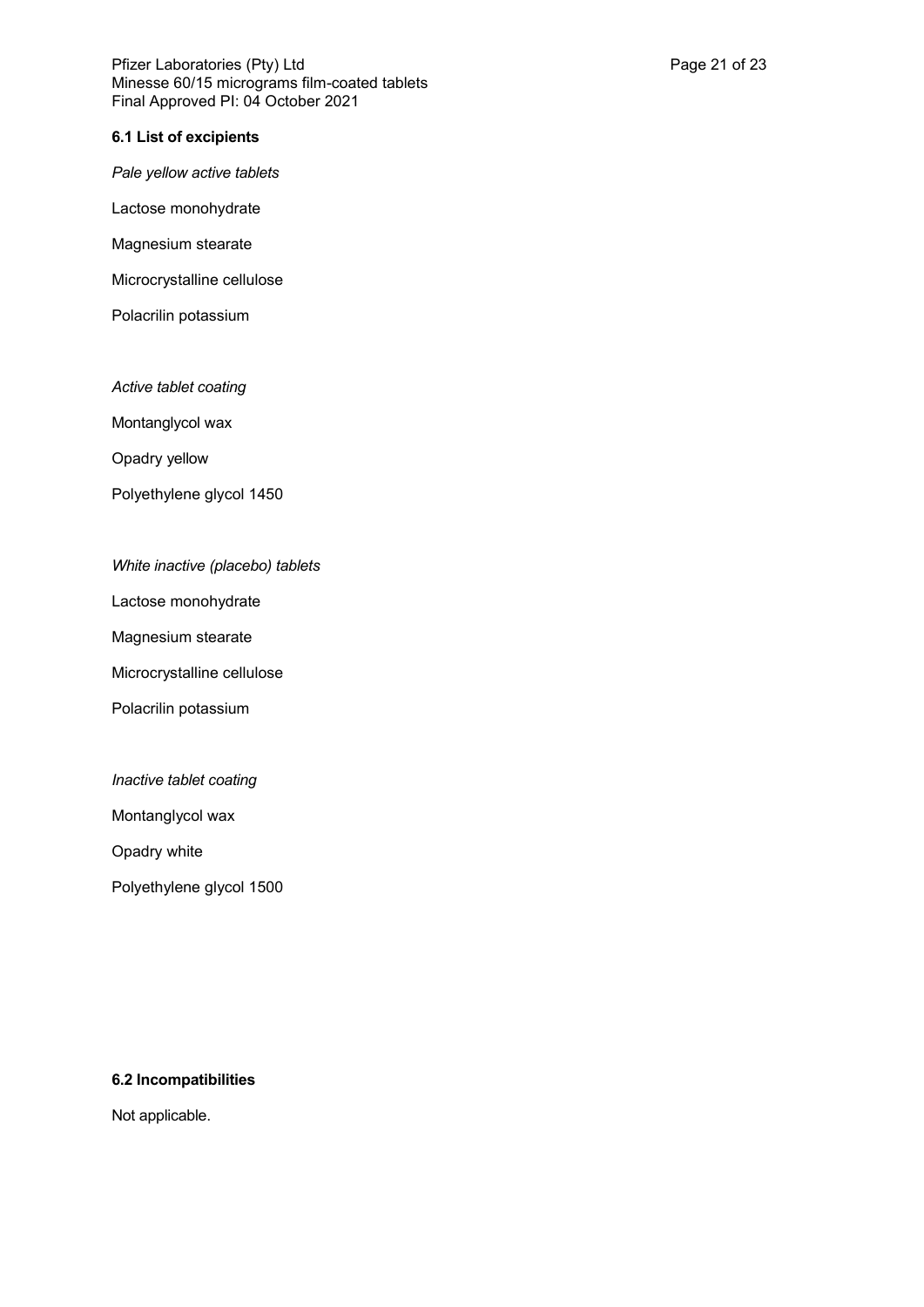### 6.1 List of excipients

*Pale yellow active tablets*

Lactose monohydrate

Magnesium stearate

Microcrystalline cellulose

Polacrilin potassium

*Active tablet coating*

Montanglycol wax

Opadry yellow

Polyethylene glycol 1450

*White inactive (placebo) tablets*

Lactose monohydrate

Magnesium stearate

Microcrystalline cellulose

Polacrilin potassium

*Inactive tablet coating*

Montanglycol wax

Opadry white

Polyethylene glycol 1500

### 6.2 Incompatibilities

Not applicable.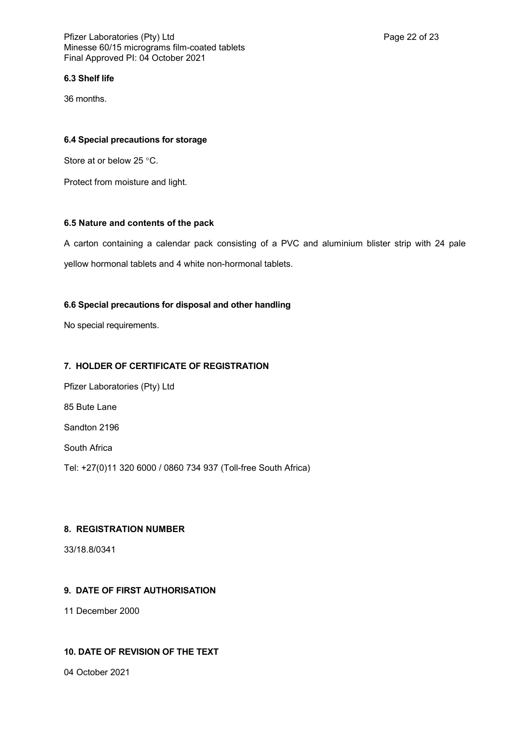### 6.3 Shelf life

36 months.

### 6.4 Special precautions for storage

Store at or below 25 °C.

Protect from moisture and light.

### 6.5 Nature and contents of the pack

A carton containing a calendar pack consisting of a PVC and aluminium blister strip with 24 pale yellow hormonal tablets and 4 white non-hormonal tablets.

### 6.6 Special precautions for disposal and other handling

No special requirements.

## 7. HOLDER OF CERTIFICATE OF REGISTRATION

Pfizer Laboratories (Pty) Ltd

85 Bute Lane

Sandton 2196

South Africa

Tel: +27(0)11 320 6000 / 0860 734 937 (Toll-free South Africa)

## 8. REGISTRATION NUMBER

33/18.8/0341

## 9. DATE OF FIRST AUTHORISATION

11 December 2000

## 10. DATE OF REVISION OF THE TEXT

04 October 2021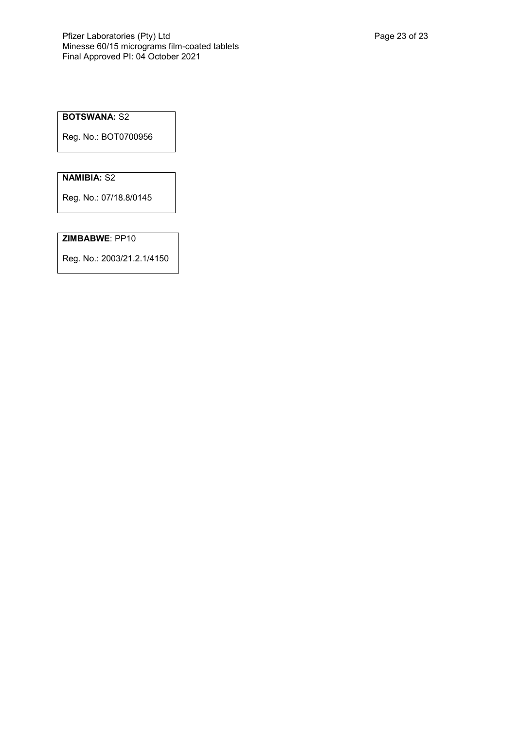**BOTSWANA:** S2

Reg. No.: BOT0700956

**NAMIBIA:** S2

Reg. No.: 07/18.8/0145

**ZIMBABWE**: PP10

Reg. No.: 2003/21.2.1/4150